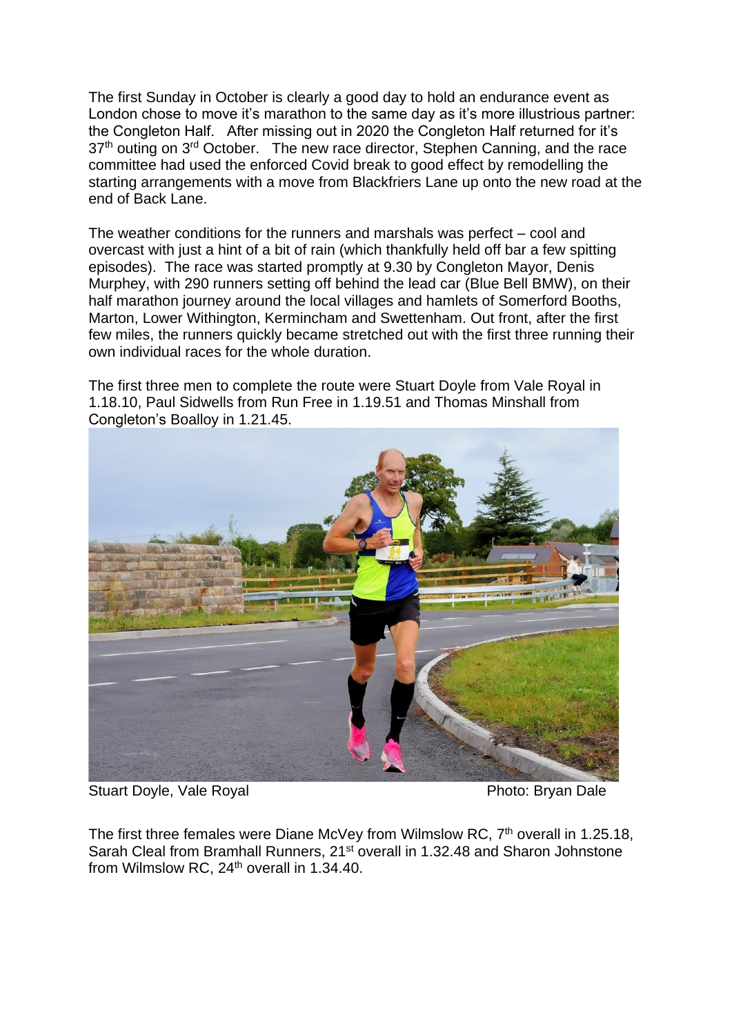The first Sunday in October is clearly a good day to hold an endurance event as London chose to move it's marathon to the same day as it's more illustrious partner: the Congleton Half. After missing out in 2020 the Congleton Half returned for it's 37th outing on 3rd October. The new race director, Stephen Canning, and the race committee had used the enforced Covid break to good effect by remodelling the starting arrangements with a move from Blackfriers Lane up onto the new road at the end of Back Lane.

The weather conditions for the runners and marshals was perfect – cool and overcast with just a hint of a bit of rain (which thankfully held off bar a few spitting episodes). The race was started promptly at 9.30 by Congleton Mayor, Denis Murphey, with 290 runners setting off behind the lead car (Blue Bell BMW), on their half marathon journey around the local villages and hamlets of Somerford Booths, Marton, Lower Withington, Kermincham and Swettenham. Out front, after the first few miles, the runners quickly became stretched out with the first three running their own individual races for the whole duration.

The first three men to complete the route were Stuart Doyle from Vale Royal in 1.18.10, Paul Sidwells from Run Free in 1.19.51 and Thomas Minshall from Congleton's Boalloy in 1.21.45.

Stuart Doyle, Vale Royal Photo: Bryan Dale

The first three females were Diane McVey from Wilmslow RC, 7th overall in 1.25.18, Sarah Cleal from Bramhall Runners, 21st overall in 1.32.48 and Sharon Johnstone from Wilmslow RC, 24th overall in 1.34.40.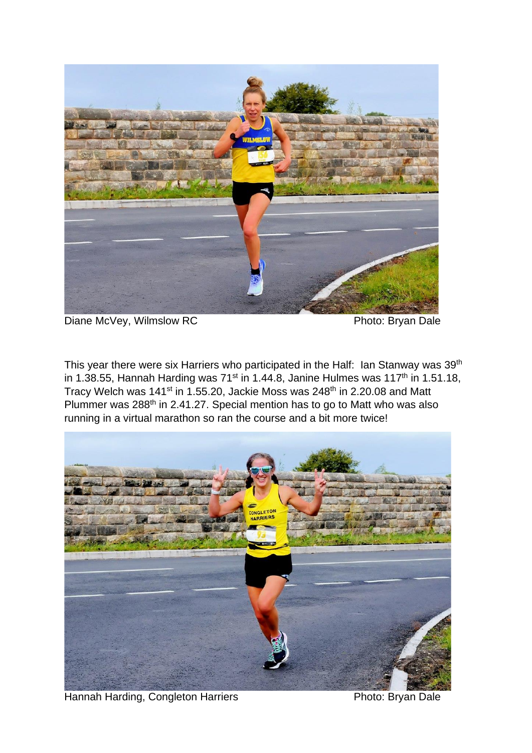Diane McVey, Wilmslow RC Photo: Bryan Dale

This year there were six Harriers who participated in the Half: Ian Stanway was 39th in 1.38.55, Hannah Harding was 71st in 1.44.8, Janine Hulmes was 117th in 1.51.18, Tracy Welch was 141st in 1.55.20, Jackie Moss was 248th in 2.20.08 and Matt Plummer was 288th in 2.41.27. Special mention has to go to Matt who was also running in a virtual marathon so ran the course and a bit more twice!

Hannah Harding, Congleton Harriers Photo: Bryan Dale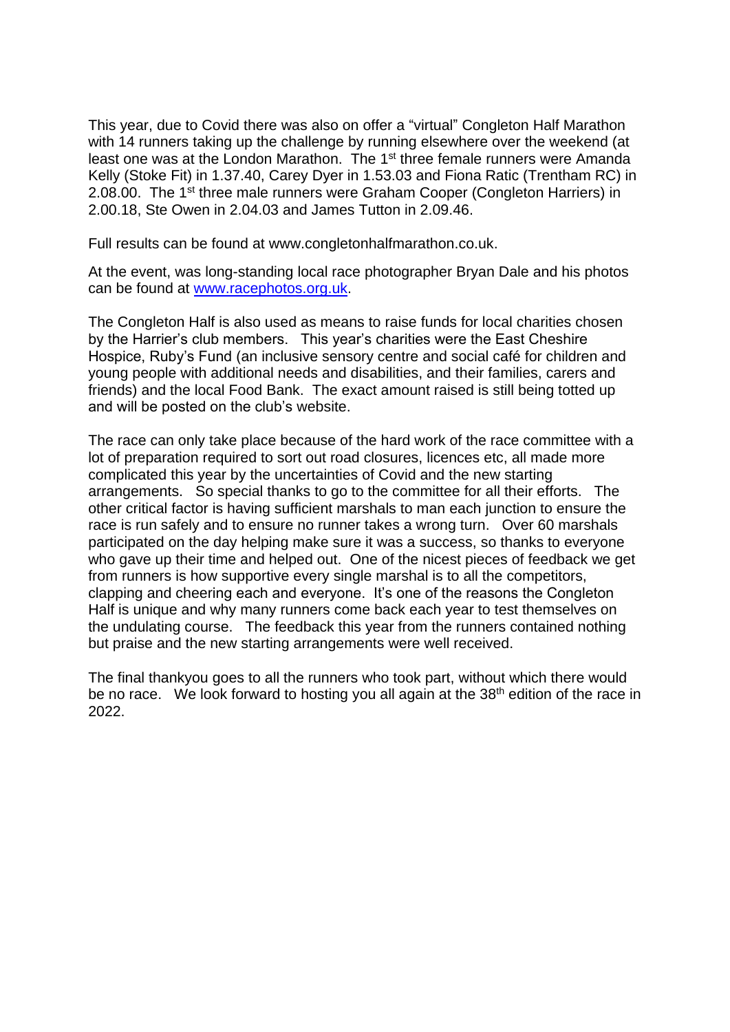This year, due to Covid there was also on offer a "virtual" Congleton Half Marathon with 14 runners taking up the challenge by running elsewhere over the weekend (at least one was at the London Marathon. The 1st three female runners were Amanda Kelly (Stoke Fit) in 1.37.40, Carey Dyer in 1.53.03 and Fiona Ratic (Trentham RC) in 2.08.00. The 1st three male runners were Graham Cooper (Congleton Harriers) in 2.00.18, Ste Owen in 2.04.03 and James Tutton in 2.09.46.

Full results can be found at www.congletonhalfmarathon.co.uk.

At the event, was long-standing local race photographer Bryan Dale and his photos can be found at www.racephotos.org.uk.

The Congleton Half is also used as means to raise funds for local charities chosen by the Harrier's club members. This year's charities were the East Cheshire Hospice, Ruby's Fund (an inclusive sensory centre and social café for children and young people with additional needs and disabilities, and their families, carers and friends) and the local Food Bank. The exact amount raised is still being totted up and will be posted on the club's website.

The race can only take place because of the hard work of the race committee with a lot of preparation required to sort out road closures, licences etc, all made more complicated this year by the uncertainties of Covid and the new starting arrangements. So special thanks to go to the committee for all their efforts. The other critical factor is having sufficient marshals to man each junction to ensure the race is run safely and to ensure no runner takes a wrong turn. Over 60 marshals participated on the day helping make sure it was a success, so thanks to everyone who gave up their time and helped out. One of the nicest pieces of feedback we get from runners is how supportive every single marshal is to all the competitors, clapping and cheering each and everyone. It's one of the reasons the Congleton Half is unique and why many runners come back each year to test themselves on the undulating course. The feedback this year from the runners contained nothing but praise and the new starting arrangements were well received.

The final thankyou goes to all the runners who took part, without which there would be no race. We look forward to hosting you all again at the 38th edition of the race in 2022.